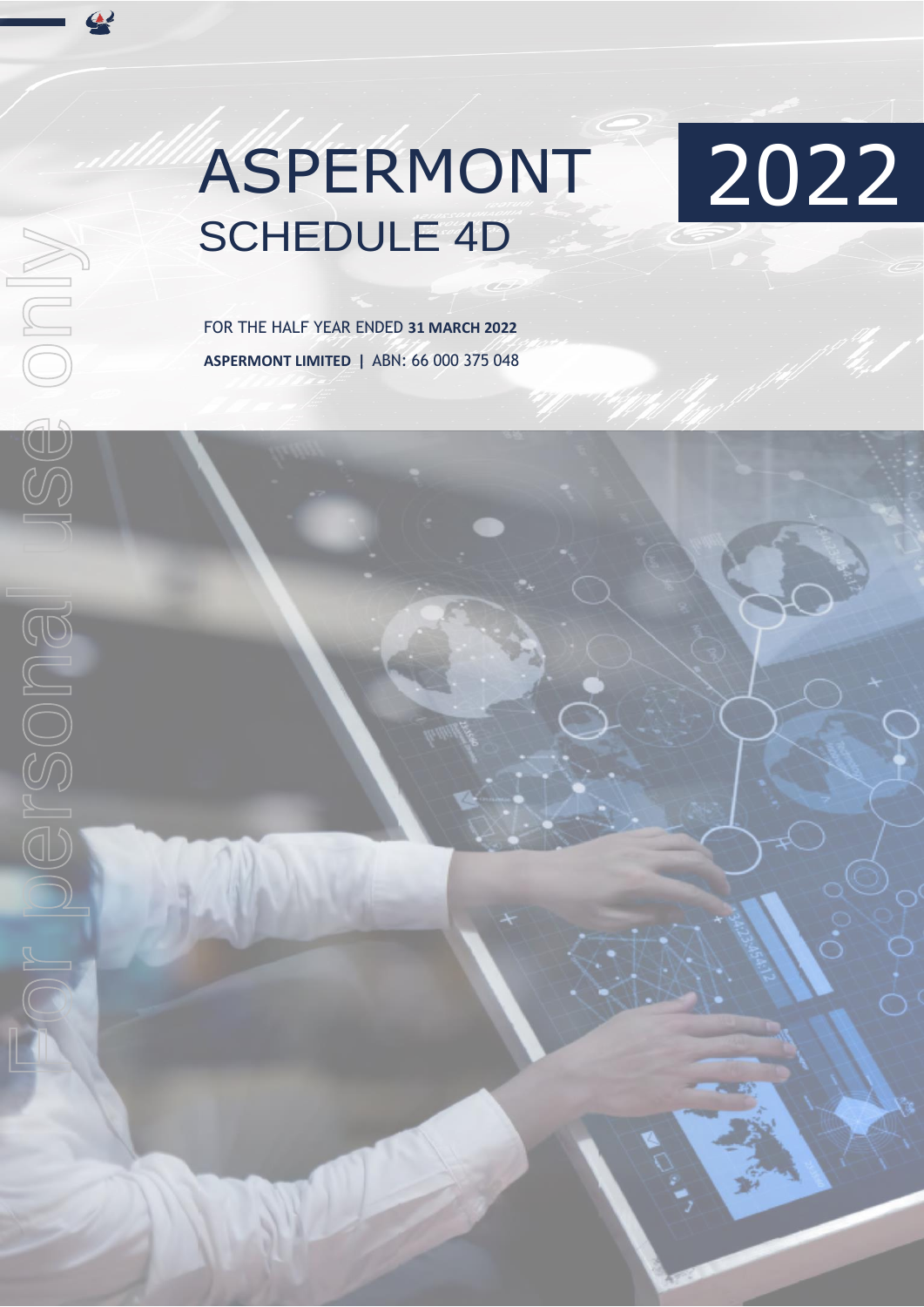# ASPERMONT 2022

## SCHEDULE 4D

FOR THE HALF YEAR ENDED **31 MARCH 2022**

**ASPERMONT LIMITED |** ABN: 66 000 375 048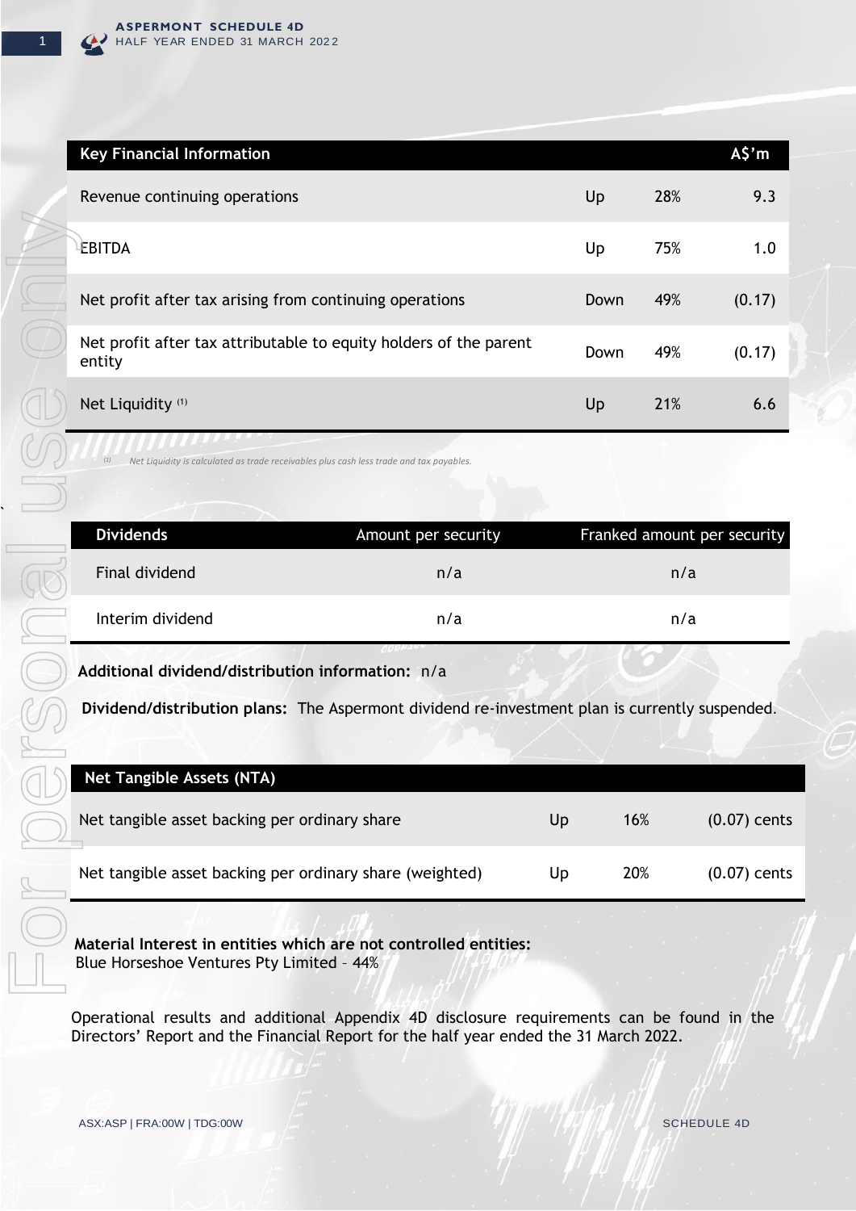| Key Financial Information | | | A$'m |
|---|---|---|---|
| Revenue continuing operations | Up | 28% | 9.3 |
| EBITDA | Up | 75% | 1.0 |
| Net profit after tax arising from continuing operations | Down | 49% | (0.17) |
| Net profit after tax attributable to equity holders of the parent entity | Down | 49% | (0.17) |
| Net Liquidity [(1)] | Up | 21% | 6.6 |

*(1) Net Liquidity is calculated as trade receivables plus cash less trade and tax payables.*

| Dividends | Amount per security | Franked amount per security |
|---|---|---|
| Final dividend | n/a | n/a |
| Interim dividend | n/a | n/a |

**Additional dividend/distribution information:** n/a

**Dividend/distribution plans:** The Aspermont dividend re-investment plan is currently suspended.

| Net Tangible Assets (NTA) | | | |
|---|---|---|---|
| Net tangible asset backing per ordinary share | Up | 16% | (0.07) cents |
| Net tangible asset backing per ordinary share (weighted) | Up | 20% | (0.07) cents |

**Material Interest in entities which are not controlled entities:**
Blue Horseshoe Ventures Pty Limited – 44%

Operational results and additional Appendix 4D disclosure requirements can be found in the Directors' Report and the Financial Report for the half year ended the 31 March 2022.